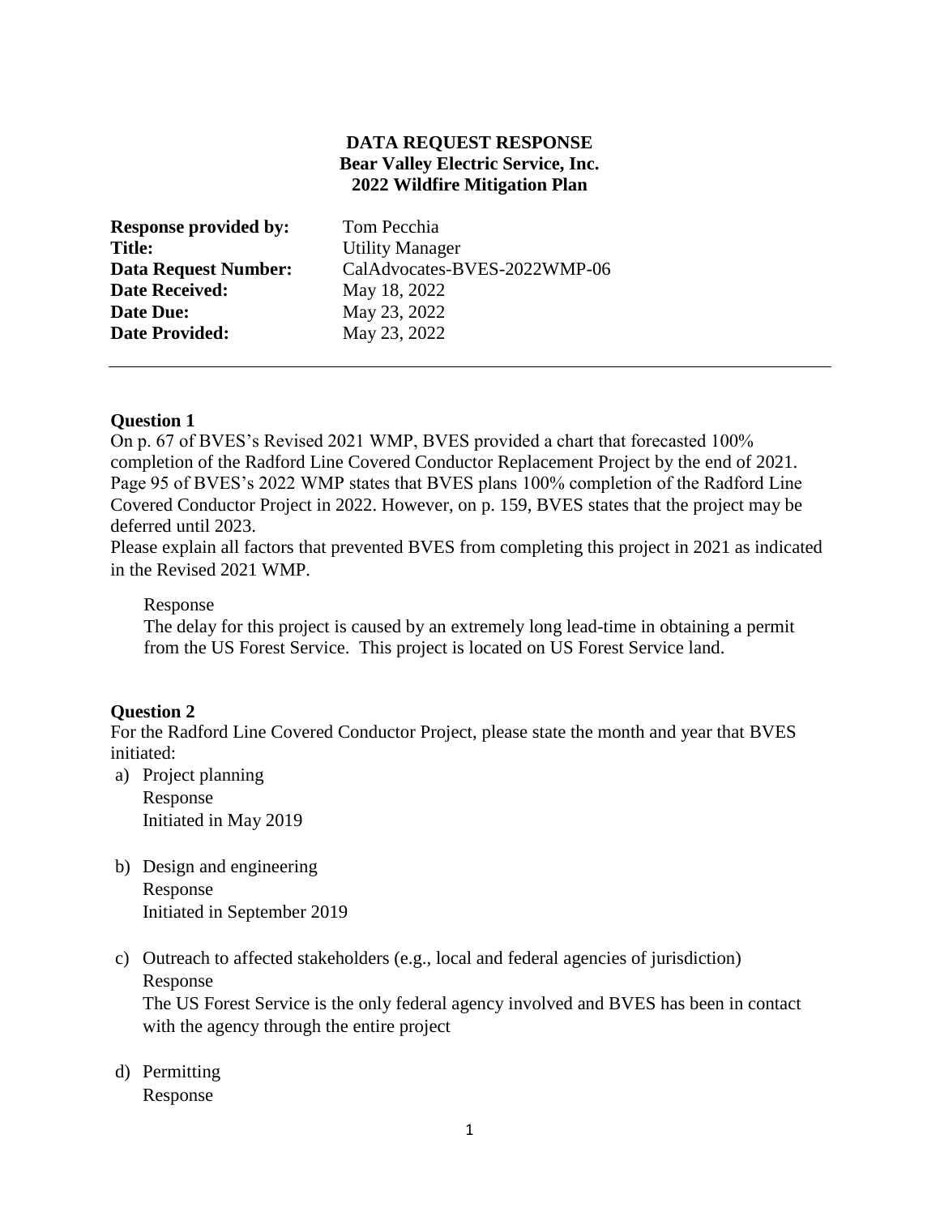**DATA REQUEST RESPONSE**
**Bear Valley Electric Service, Inc.**
**2022 Wildfire Mitigation Plan**

| | |
|---|---|
| **Response provided by:** | Tom Pecchia |
| **Title:** | Utility Manager |
| **Data Request Number:** | CalAdvocates-BVES-2022WMP-06 |
| **Date Received:** | May 18, 2022 |
| **Date Due:** | May 23, 2022 |
| **Date Provided:** | May 23, 2022 |

---

**Question 1**

On p. 67 of BVES's Revised 2021 WMP, BVES provided a chart that forecasted 100% completion of the Radford Line Covered Conductor Replacement Project by the end of 2021. Page 95 of BVES's 2022 WMP states that BVES plans 100% completion of the Radford Line Covered Conductor Project in 2022. However, on p. 159, BVES states that the project may be deferred until 2023.

Please explain all factors that prevented BVES from completing this project in 2021 as indicated in the Revised 2021 WMP.

Response

The delay for this project is caused by an extremely long lead-time in obtaining a permit from the US Forest Service. This project is located on US Forest Service land.

**Question 2**

For the Radford Line Covered Conductor Project, please state the month and year that BVES initiated:

a) Project planning
   Response
   Initiated in May 2019

b) Design and engineering
   Response
   Initiated in September 2019

c) Outreach to affected stakeholders (e.g., local and federal agencies of jurisdiction)
   Response
   The US Forest Service is the only federal agency involved and BVES has been in contact with the agency through the entire project

d) Permitting
   Response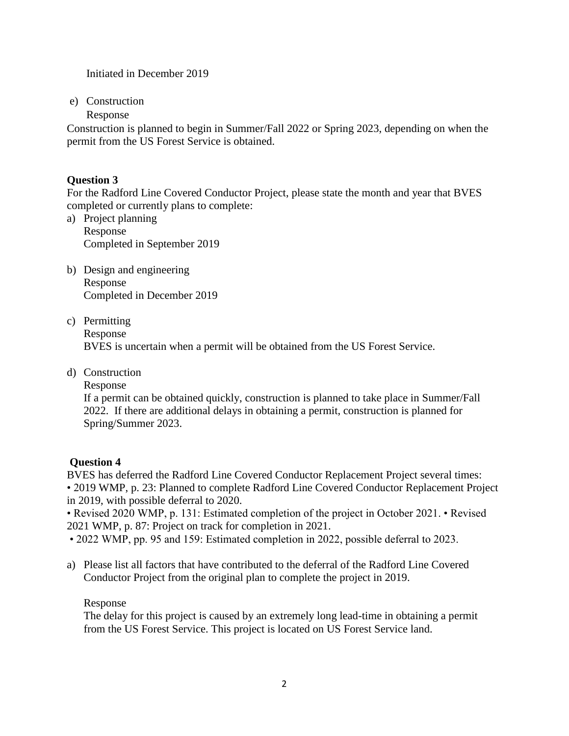Initiated in December 2019

e) Construction

   Response

Construction is planned to begin in Summer/Fall 2022 or Spring 2023, depending on when the permit from the US Forest Service is obtained.

**Question 3**

For the Radford Line Covered Conductor Project, please state the month and year that BVES completed or currently plans to complete:

a) Project planning

   Response

   Completed in September 2019

b) Design and engineering

   Response

   Completed in December 2019

c) Permitting

   Response

   BVES is uncertain when a permit will be obtained from the US Forest Service.

d) Construction

   Response

   If a permit can be obtained quickly, construction is planned to take place in Summer/Fall 2022. If there are additional delays in obtaining a permit, construction is planned for Spring/Summer 2023.

**Question 4**

BVES has deferred the Radford Line Covered Conductor Replacement Project several times:

• 2019 WMP, p. 23: Planned to complete Radford Line Covered Conductor Replacement Project in 2019, with possible deferral to 2020.

• Revised 2020 WMP, p. 131: Estimated completion of the project in October 2021. • Revised 2021 WMP, p. 87: Project on track for completion in 2021.

• 2022 WMP, pp. 95 and 159: Estimated completion in 2022, possible deferral to 2023.

a) Please list all factors that have contributed to the deferral of the Radford Line Covered Conductor Project from the original plan to complete the project in 2019.

   Response

   The delay for this project is caused by an extremely long lead-time in obtaining a permit from the US Forest Service. This project is located on US Forest Service land.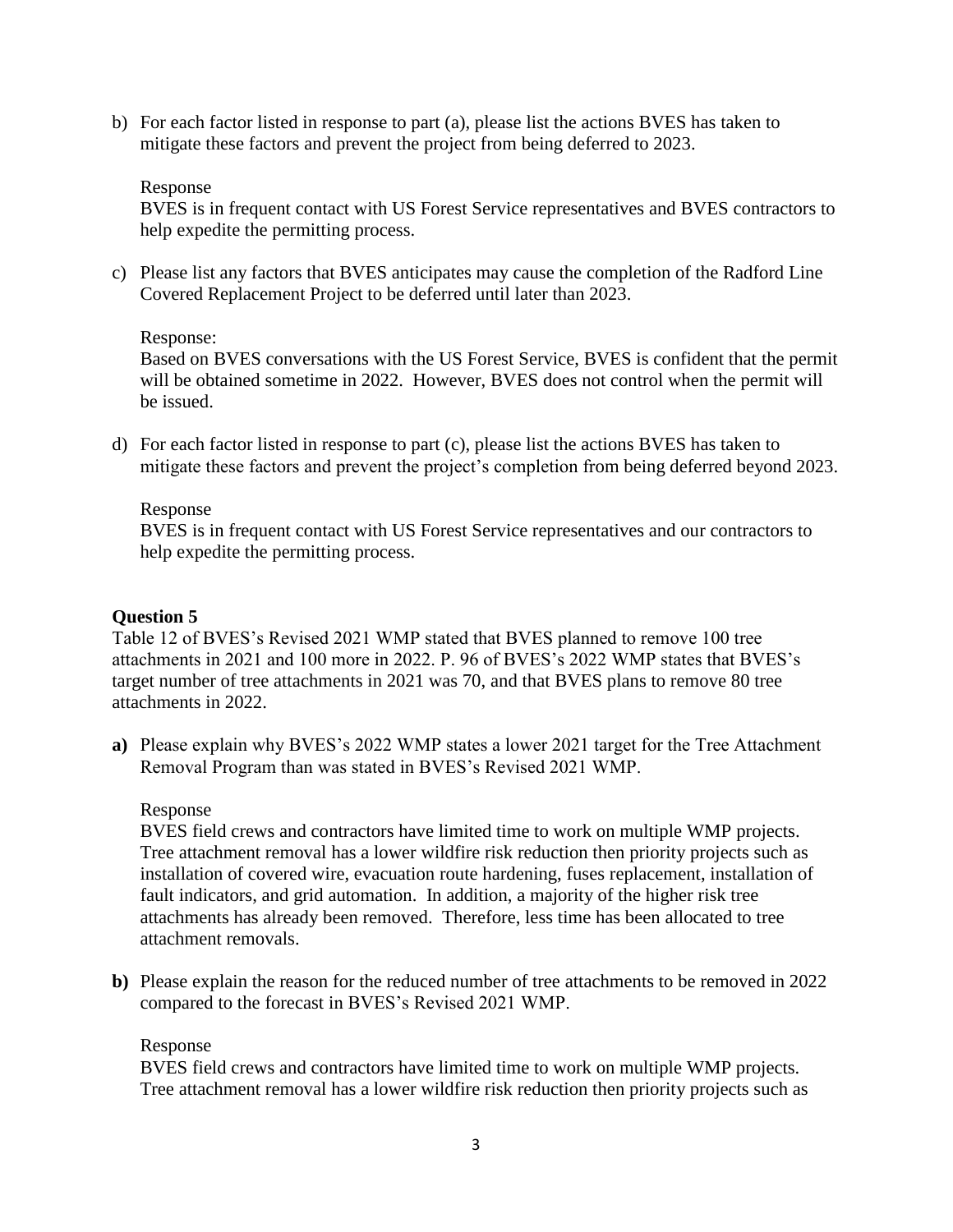b) For each factor listed in response to part (a), please list the actions BVES has taken to mitigate these factors and prevent the project from being deferred to 2023.

   Response
   BVES is in frequent contact with US Forest Service representatives and BVES contractors to help expedite the permitting process.

c) Please list any factors that BVES anticipates may cause the completion of the Radford Line Covered Replacement Project to be deferred until later than 2023.

   Response:
   Based on BVES conversations with the US Forest Service, BVES is confident that the permit will be obtained sometime in 2022. However, BVES does not control when the permit will be issued.

d) For each factor listed in response to part (c), please list the actions BVES has taken to mitigate these factors and prevent the project's completion from being deferred beyond 2023.

   Response
   BVES is in frequent contact with US Forest Service representatives and our contractors to help expedite the permitting process.

**Question 5**

Table 12 of BVES's Revised 2021 WMP stated that BVES planned to remove 100 tree attachments in 2021 and 100 more in 2022. P. 96 of BVES's 2022 WMP states that BVES's target number of tree attachments in 2021 was 70, and that BVES plans to remove 80 tree attachments in 2022.

**a)** Please explain why BVES's 2022 WMP states a lower 2021 target for the Tree Attachment Removal Program than was stated in BVES's Revised 2021 WMP.

   Response
   BVES field crews and contractors have limited time to work on multiple WMP projects. Tree attachment removal has a lower wildfire risk reduction then priority projects such as installation of covered wire, evacuation route hardening, fuses replacement, installation of fault indicators, and grid automation. In addition, a majority of the higher risk tree attachments has already been removed. Therefore, less time has been allocated to tree attachment removals.

**b)** Please explain the reason for the reduced number of tree attachments to be removed in 2022 compared to the forecast in BVES's Revised 2021 WMP.

   Response
   BVES field crews and contractors have limited time to work on multiple WMP projects. Tree attachment removal has a lower wildfire risk reduction then priority projects such as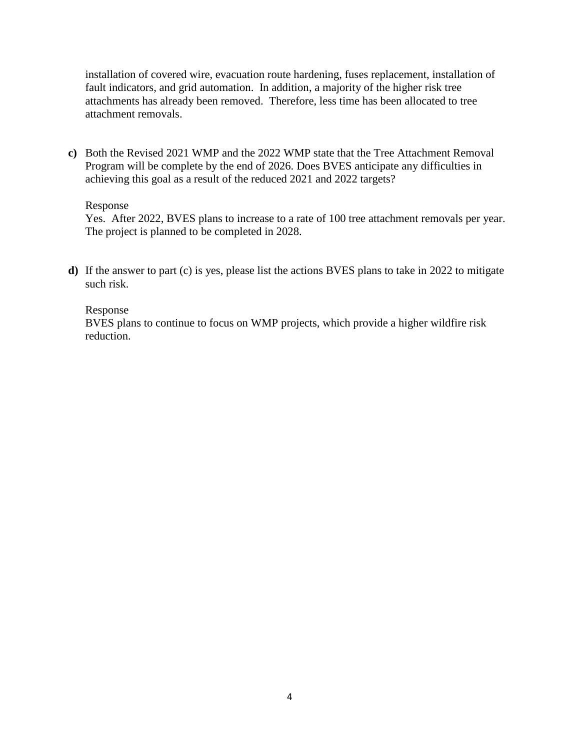installation of covered wire, evacuation route hardening, fuses replacement, installation of fault indicators, and grid automation. In addition, a majority of the higher risk tree attachments has already been removed. Therefore, less time has been allocated to tree attachment removals.

**c)** Both the Revised 2021 WMP and the 2022 WMP state that the Tree Attachment Removal Program will be complete by the end of 2026. Does BVES anticipate any difficulties in achieving this goal as a result of the reduced 2021 and 2022 targets?

Response
Yes. After 2022, BVES plans to increase to a rate of 100 tree attachment removals per year. The project is planned to be completed in 2028.

**d)** If the answer to part (c) is yes, please list the actions BVES plans to take in 2022 to mitigate such risk.

Response
BVES plans to continue to focus on WMP projects, which provide a higher wildfire risk reduction.